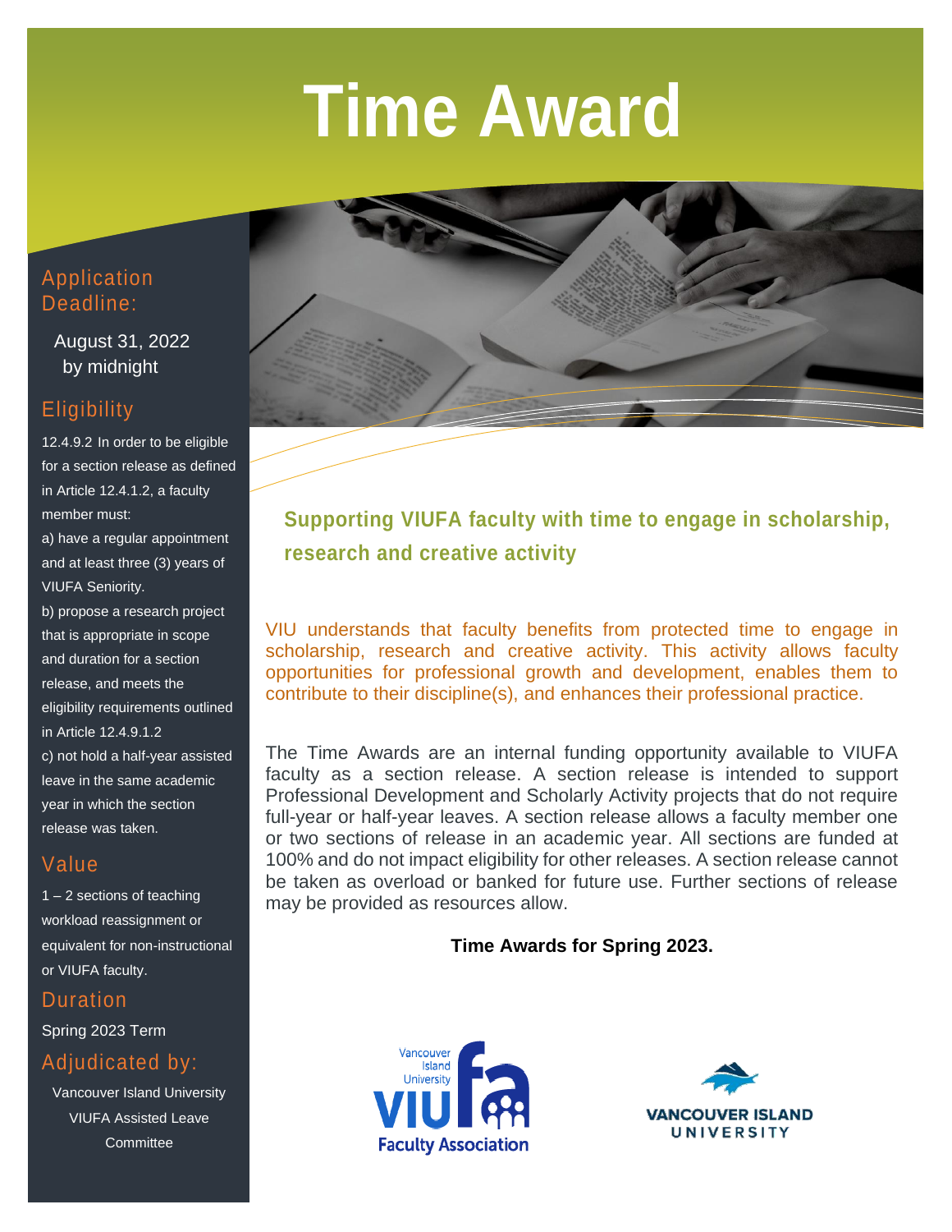# Time Award

## Application Deadline:

August 31, 2022 by midnight

## Eligibility

12.4.9.2 In order to be eligible for a section release as defined in Article 12.4.1.2, a faculty member must:

a) have a regular appointment and at least three (3) years of VIUFA Seniority.

b) propose a research project that is appropriate in scope and duration for a section release, and meets the eligibility requirements outlined in Article 12.4.9.1.2

c) not hold a half-year assisted leave in the same academic year in which the section release was taken.

## Value

1 – 2 sections of teaching workload reassignment or equivalent for non-instructional or VIUFA faculty.

## Duration

Spring 2023 Term

## Adjudicated by:

Vancouver Island University VIUFA Assisted Leave Committee

---

### Supporting VIUFA faculty with time to engage in scholarship, research and creative activity

VIU understands that faculty benefits from protected time to engage in scholarship, research and creative activity. This activity allows faculty opportunities for professional growth and development, enables them to contribute to their discipline(s), and enhances their professional practice.

The Time Awards are an internal funding opportunity available to VIUFA faculty as a section release. A section release is intended to support Professional Development and Scholarly Activity projects that do not require full-year or half-year leaves. A section release allows a faculty member one or two sections of release in an academic year. All sections are funded at 100% and do not impact eligibility for other releases. A section release cannot be taken as overload or banked for future use. Further sections of release may be provided as resources allow.

**Time Awards for Spring 2023.**

Vancouver Island University VIUFA Faculty Association

VANCOUVER ISLAND UNIVERSITY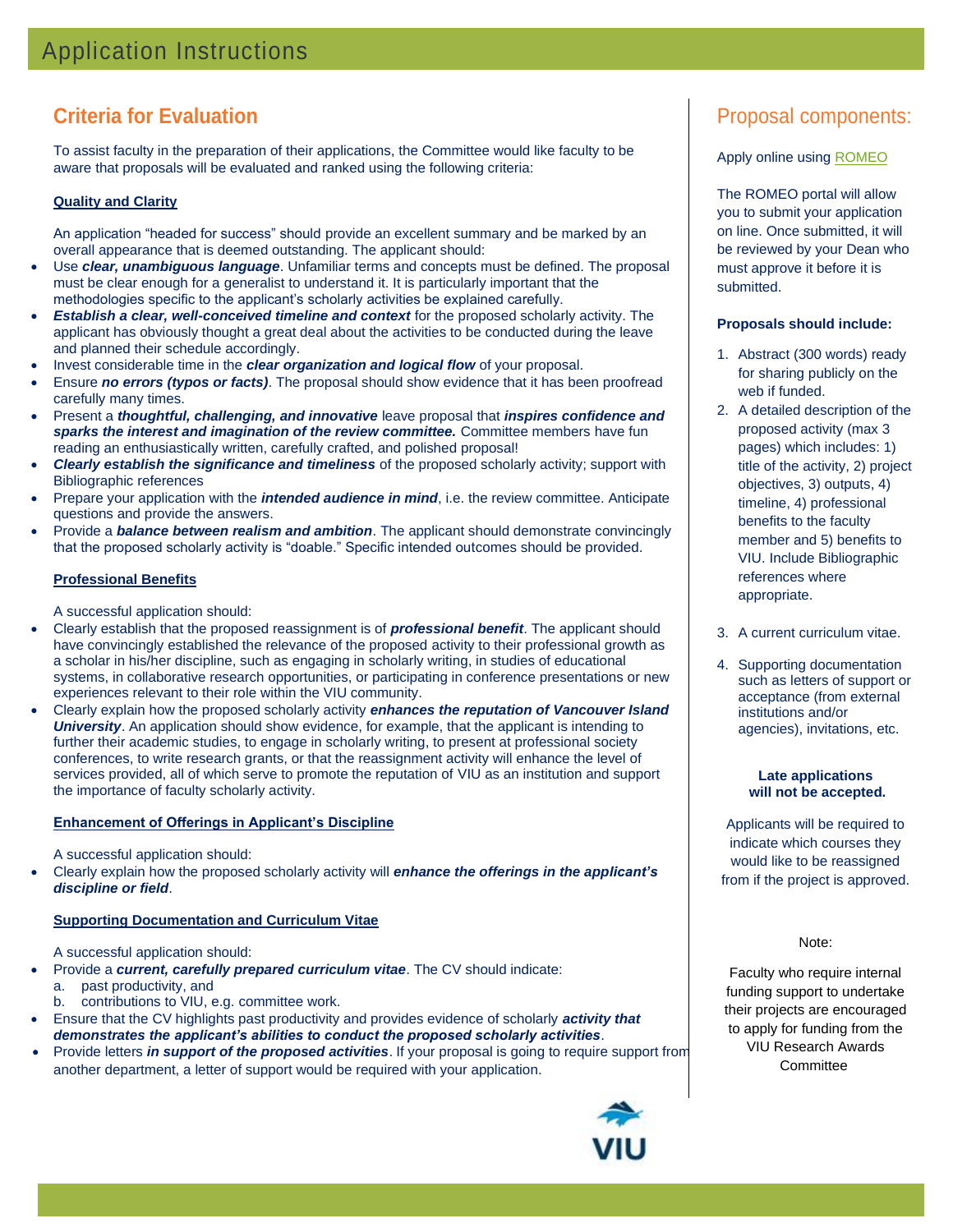# Application Instructions

## Criteria for Evaluation

To assist faculty in the preparation of their applications, the Committee would like faculty to be aware that proposals will be evaluated and ranked using the following criteria:

**Quality and Clarity**

An application "headed for success" should provide an excellent summary and be marked by an overall appearance that is deemed outstanding. The applicant should:

- Use ***clear, unambiguous language***. Unfamiliar terms and concepts must be defined. The proposal must be clear enough for a generalist to understand it. It is particularly important that the methodologies specific to the applicant's scholarly activities be explained carefully.
- ***Establish a clear, well-conceived timeline and context*** for the proposed scholarly activity. The applicant has obviously thought a great deal about the activities to be conducted during the leave and planned their schedule accordingly.
- Invest considerable time in the ***clear organization and logical flow*** of your proposal.
- Ensure ***no errors (typos or facts)***. The proposal should show evidence that it has been proofread carefully many times.
- Present a ***thoughtful, challenging, and innovative*** leave proposal that ***inspires confidence and sparks the interest and imagination of the review committee.*** Committee members have fun reading an enthusiastically written, carefully crafted, and polished proposal!
- ***Clearly establish the significance and timeliness*** of the proposed scholarly activity; support with Bibliographic references
- Prepare your application with the ***intended audience in mind***, i.e. the review committee. Anticipate questions and provide the answers.
- Provide a ***balance between realism and ambition***. The applicant should demonstrate convincingly that the proposed scholarly activity is "doable." Specific intended outcomes should be provided.

**Professional Benefits**

A successful application should:

- Clearly establish that the proposed reassignment is of ***professional benefit***. The applicant should have convincingly established the relevance of the proposed activity to their professional growth as a scholar in his/her discipline, such as engaging in scholarly writing, in studies of educational systems, in collaborative research opportunities, or participating in conference presentations or new experiences relevant to their role within the VIU community.
- Clearly explain how the proposed scholarly activity ***enhances the reputation of Vancouver Island University***. An application should show evidence, for example, that the applicant is intending to further their academic studies, to engage in scholarly writing, to present at professional society conferences, to write research grants, or that the reassignment activity will enhance the level of services provided, all of which serve to promote the reputation of VIU as an institution and support the importance of faculty scholarly activity.

**Enhancement of Offerings in Applicant's Discipline**

A successful application should:

- Clearly explain how the proposed scholarly activity will ***enhance the offerings in the applicant's discipline or field***.

**Supporting Documentation and Curriculum Vitae**

A successful application should:

- Provide a ***current, carefully prepared curriculum vitae***. The CV should indicate:
  a. past productivity, and
  b. contributions to VIU, e.g. committee work.
- Ensure that the CV highlights past productivity and provides evidence of scholarly ***activity that demonstrates the applicant's abilities to conduct the proposed scholarly activities***.
- Provide letters ***in support of the proposed activities***. If your proposal is going to require support from another department, a letter of support would be required with your application.

## Proposal components:

Apply online using ROMEO

The ROMEO portal will allow you to submit your application on line. Once submitted, it will be reviewed by your Dean who must approve it before it is submitted.

**Proposals should include:**

1. Abstract (300 words) ready for sharing publicly on the web if funded.
2. A detailed description of the proposed activity (max 3 pages) which includes: 1) title of the activity, 2) project objectives, 3) outputs, 4) timeline, 4) professional benefits to the faculty member and 5) benefits to VIU. Include Bibliographic references where appropriate.
3. A current curriculum vitae.
4. Supporting documentation such as letters of support or acceptance (from external institutions and/or agencies), invitations, etc.

**Late applications will not be accepted.**

Applicants will be required to indicate which courses they would like to be reassigned from if the project is approved.

Note:

Faculty who require internal funding support to undertake their projects are encouraged to apply for funding from the VIU Research Awards Committee

VIU